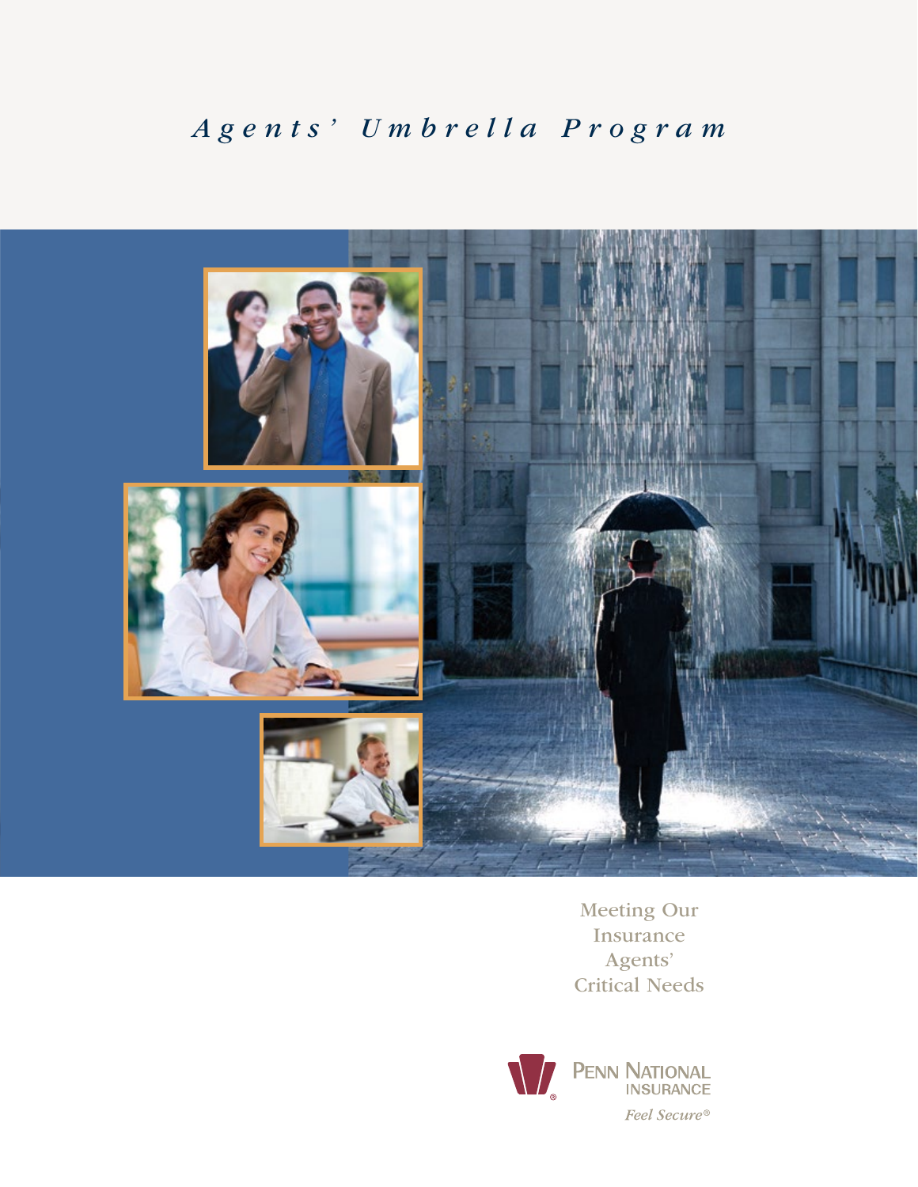# *Agents' Umbrella Program*

Meeting Our Insurance Agents' Critical Needs

PENN NATIONAL INSURANCE

*Feel Secure®*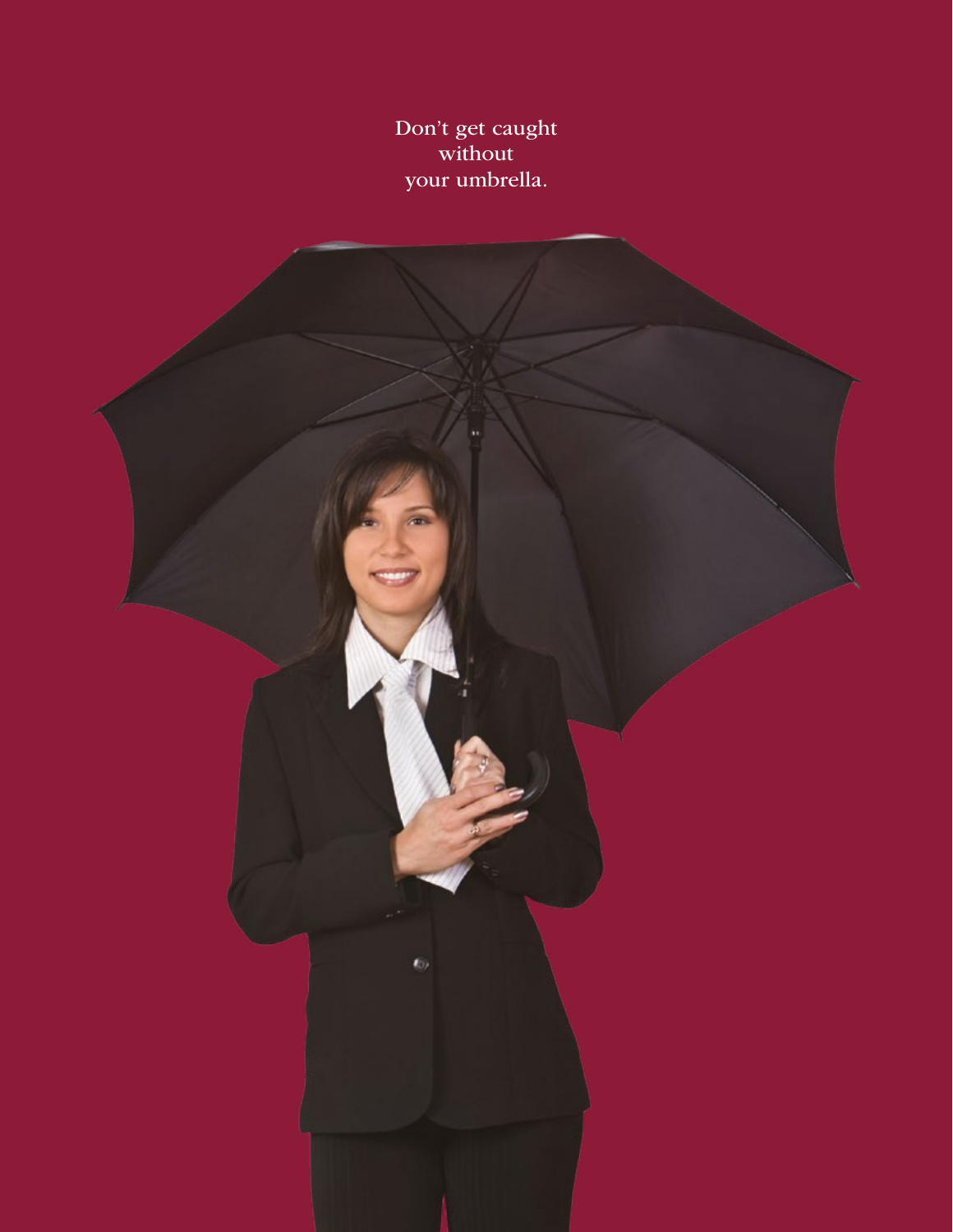Don't get caught
without
your umbrella.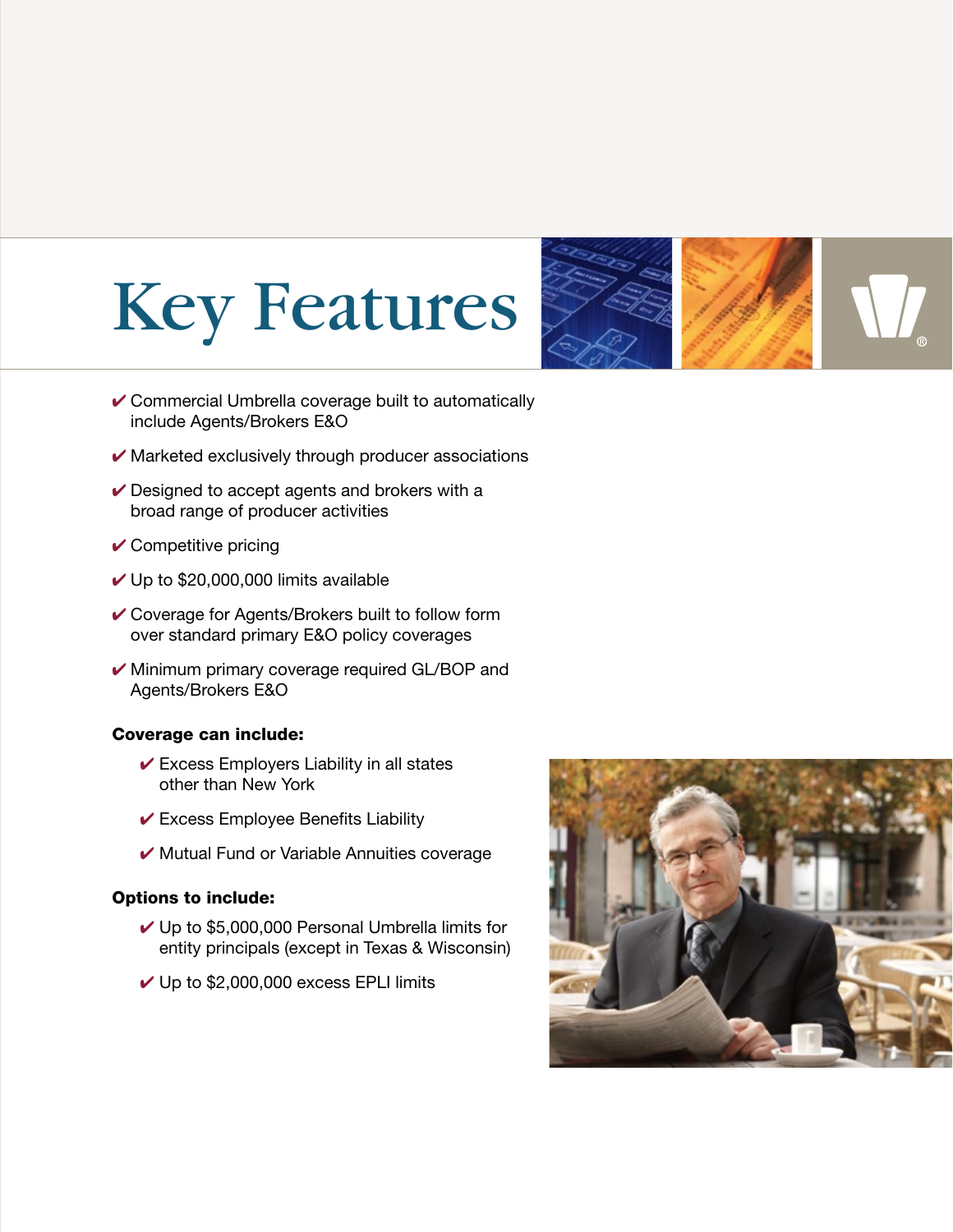# Key Features

- ✔ Commercial Umbrella coverage built to automatically include Agents/Brokers E&O
- ✔ Marketed exclusively through producer associations
- ✔ Designed to accept agents and brokers with a broad range of producer activities
- ✔ Competitive pricing
- ✔ Up to $20,000,000 limits available
- ✔ Coverage for Agents/Brokers built to follow form over standard primary E&O policy coverages
- ✔ Minimum primary coverage required GL/BOP and Agents/Brokers E&O

**Coverage can include:**

- ✔ Excess Employers Liability in all states other than New York
- ✔ Excess Employee Benefits Liability
- ✔ Mutual Fund or Variable Annuities coverage

**Options to include:**

- ✔ Up to $5,000,000 Personal Umbrella limits for entity principals (except in Texas & Wisconsin)
- ✔ Up to $2,000,000 excess EPLI limits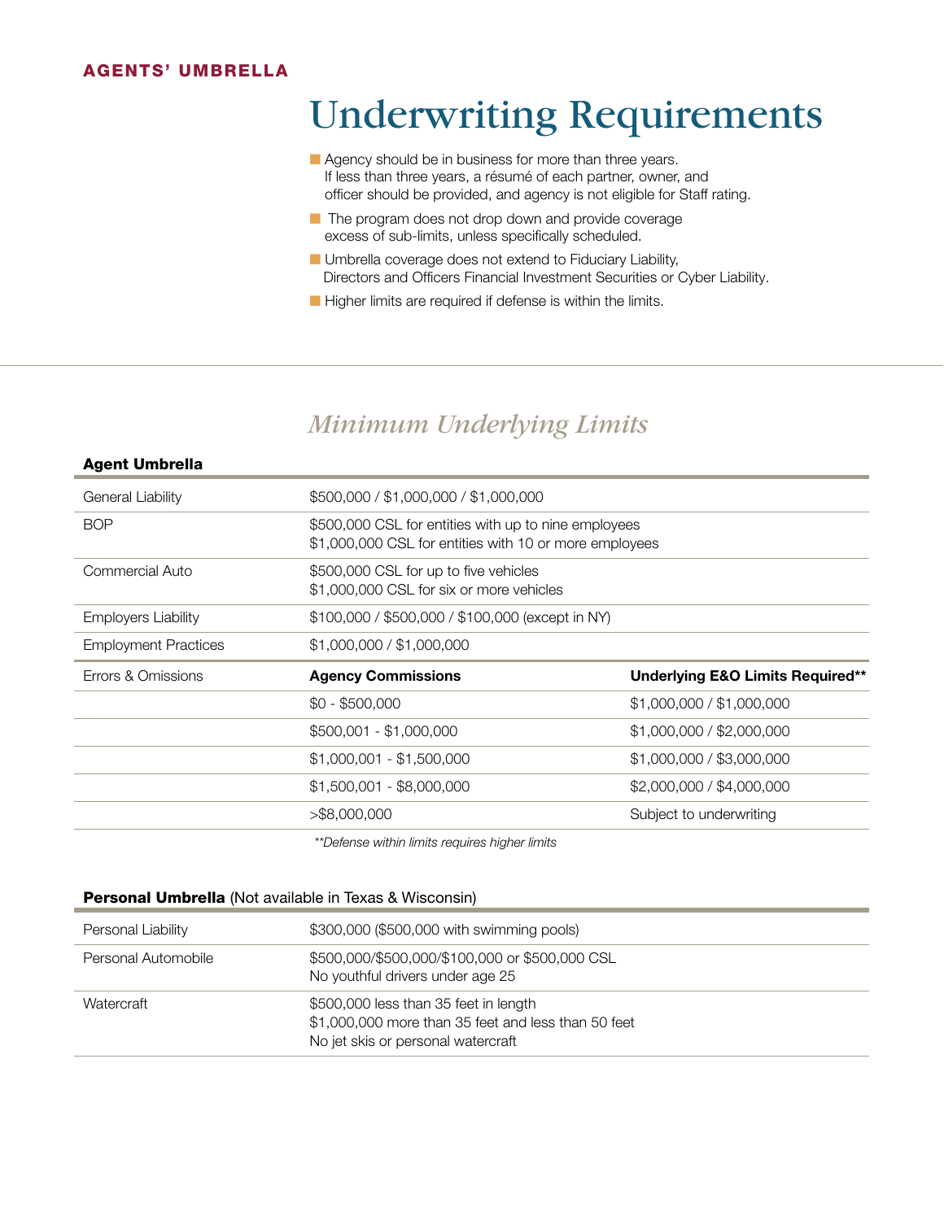**AGENTS' UMBRELLA**

# Underwriting Requirements

- Agency should be in business for more than three years. If less than three years, a résumé of each partner, owner, and officer should be provided, and agency is not eligible for Staff rating.
- The program does not drop down and provide coverage excess of sub-limits, unless specifically scheduled.
- Umbrella coverage does not extend to Fiduciary Liability, Directors and Officers Financial Investment Securities or Cyber Liability.
- Higher limits are required if defense is within the limits.

## *Minimum Underlying Limits*

**Agent Umbrella**

| | | |
|---|---|---|
| General Liability | $500,000 / $1,000,000 / $1,000,000 | |
| BOP | $500,000 CSL for entities with up to nine employees<br>$1,000,000 CSL for entities with 10 or more employees | |
| Commercial Auto | $500,000 CSL for up to five vehicles<br>$1,000,000 CSL for six or more vehicles | |
| Employers Liability | $100,000 / $500,000 / $100,000 (except in NY) | |
| Employment Practices | $1,000,000 / $1,000,000 | |
| Errors & Omissions | **Agency Commissions** | **Underlying E&O Limits Required\*\*** |
| | $0 - $500,000 | $1,000,000 / $1,000,000 |
| | $500,001 - $1,000,000 | $1,000,000 / $2,000,000 |
| | $1,000,001 - $1,500,000 | $1,000,000 / $3,000,000 |
| | $1,500,001 - $8,000,000 | $2,000,000 / $4,000,000 |
| | >$8,000,000 | Subject to underwriting |

*\*\*Defense within limits requires higher limits*

**Personal Umbrella** (Not available in Texas & Wisconsin)

| | |
|---|---|
| Personal Liability | $300,000 ($500,000 with swimming pools) |
| Personal Automobile | $500,000/$500,000/$100,000 or $500,000 CSL<br>No youthful drivers under age 25 |
| Watercraft | $500,000 less than 35 feet in length<br>$1,000,000 more than 35 feet and less than 50 feet<br>No jet skis or personal watercraft |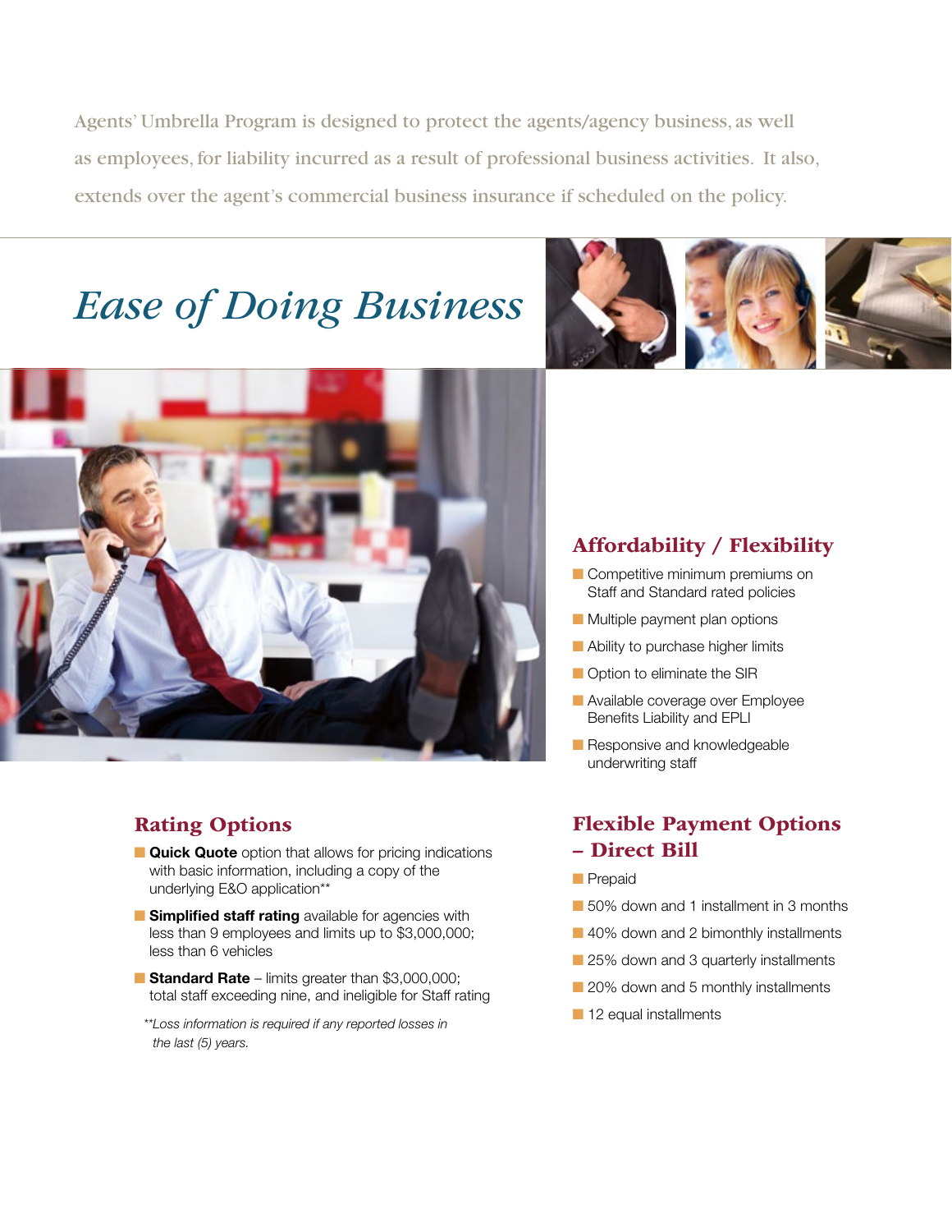Agents' Umbrella Program is designed to protect the agents/agency business, as well as employees, for liability incurred as a result of professional business activities. It also, extends over the agent's commercial business insurance if scheduled on the policy.

# *Ease of Doing Business*

## Affordability / Flexibility

- Competitive minimum premiums on Staff and Standard rated policies
- Multiple payment plan options
- Ability to purchase higher limits
- Option to eliminate the SIR
- Available coverage over Employee Benefits Liability and EPLI
- Responsive and knowledgeable underwriting staff

## Rating Options

- **Quick Quote** option that allows for pricing indications with basic information, including a copy of the underlying E&O application**
- **Simplified staff rating** available for agencies with less than 9 employees and limits up to $3,000,000; less than 6 vehicles
- **Standard Rate** – limits greater than $3,000,000; total staff exceeding nine, and ineligible for Staff rating

*\*\*Loss information is required if any reported losses in the last (5) years.*

## Flexible Payment Options – Direct Bill

- Prepaid
- 50% down and 1 installment in 3 months
- 40% down and 2 bimonthly installments
- 25% down and 3 quarterly installments
- 20% down and 5 monthly installments
- 12 equal installments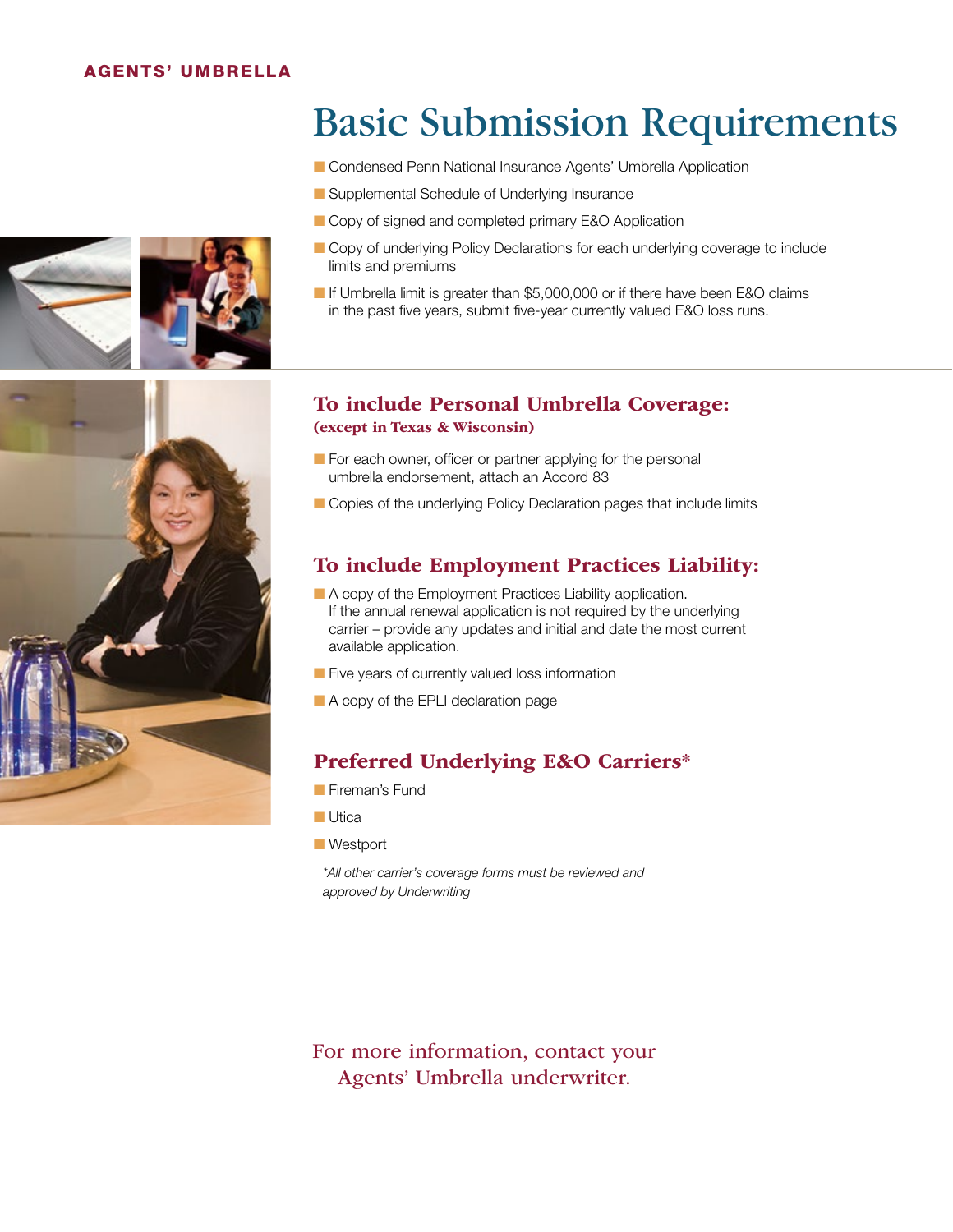AGENTS' UMBRELLA

# Basic Submission Requirements

- Condensed Penn National Insurance Agents' Umbrella Application
- Supplemental Schedule of Underlying Insurance
- Copy of signed and completed primary E&O Application
- Copy of underlying Policy Declarations for each underlying coverage to include limits and premiums
- If Umbrella limit is greater than $5,000,000 or if there have been E&O claims in the past five years, submit five-year currently valued E&O loss runs.

## To include Personal Umbrella Coverage:

**(except in Texas & Wisconsin)**

- For each owner, officer or partner applying for the personal umbrella endorsement, attach an Accord 83
- Copies of the underlying Policy Declaration pages that include limits

## To include Employment Practices Liability:

- A copy of the Employment Practices Liability application. If the annual renewal application is not required by the underlying carrier – provide any updates and initial and date the most current available application.
- Five years of currently valued loss information
- A copy of the EPLI declaration page

## Preferred Underlying E&O Carriers*

- Fireman's Fund
- Utica
- Westport

*\*All other carrier's coverage forms must be reviewed and approved by Underwriting*

For more information, contact your Agents' Umbrella underwriter.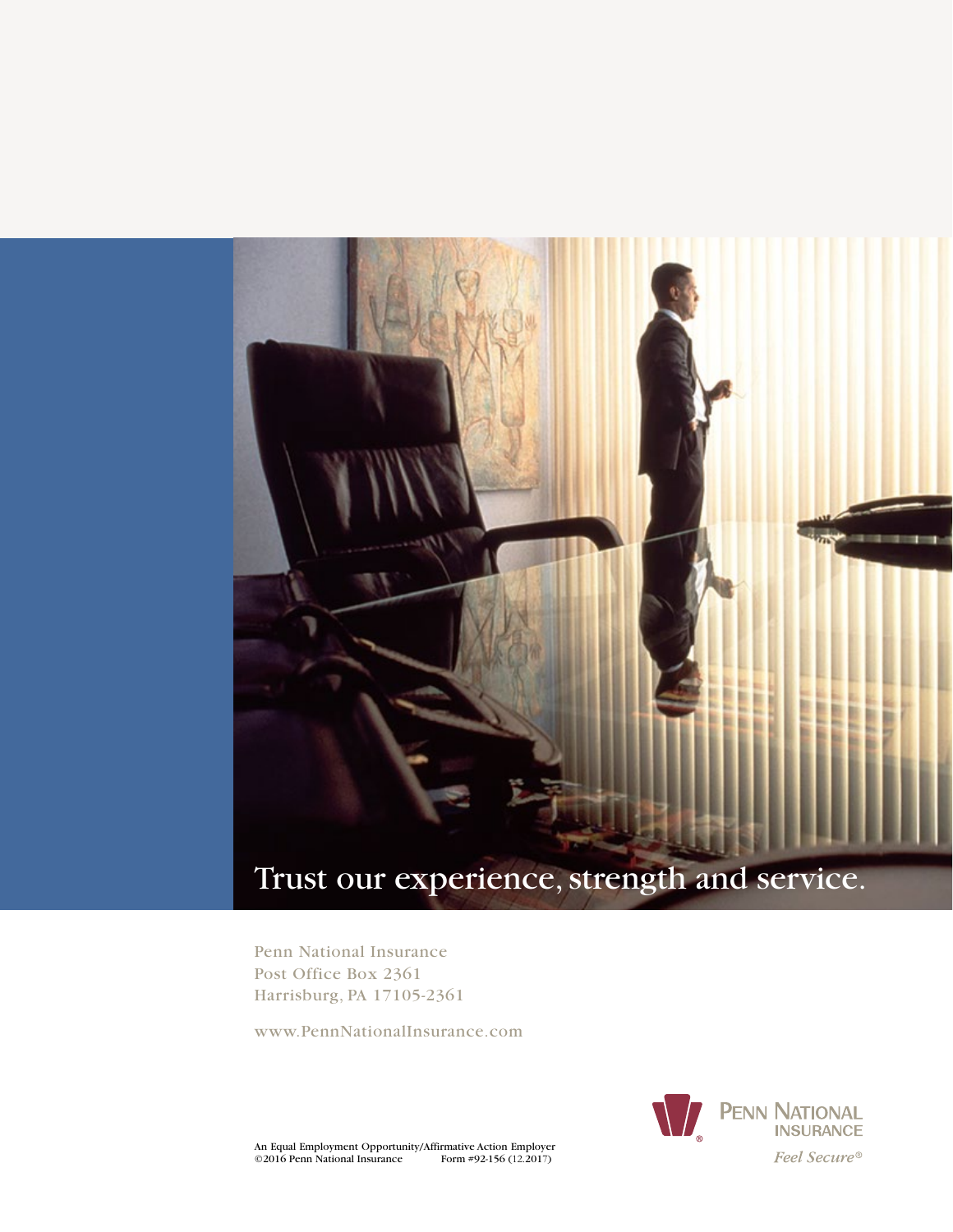Trust our experience, strength and service.

Penn National Insurance
Post Office Box 2361
Harrisburg, PA 17105-2361

www.PennNationalInsurance.com

PENN NATIONAL INSURANCE

*Feel Secure®*

An Equal Employment Opportunity/Affirmative Action Employer
©2016 Penn National Insurance Form #92-156 (12.2017)